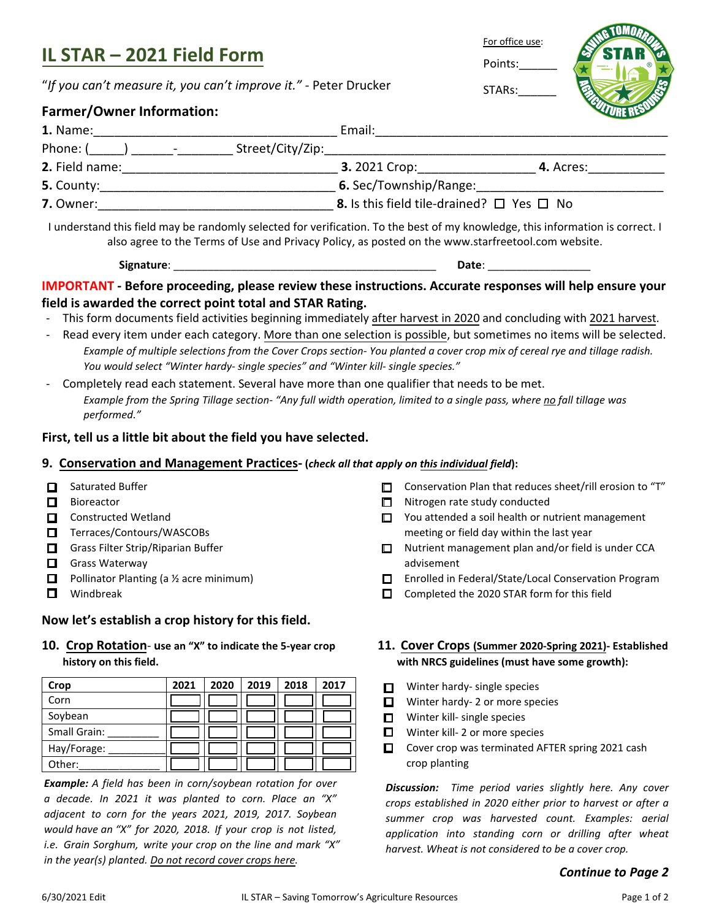# IL STAR – 2021 Field Form

"*If you can't measure it, you can't improve it.*" - Peter Drucker

For office use:

Points:______

STARs:______

## Farmer/Owner Information:

**1.** Name:___________________________________ Email:_____________________________________________

Phone: (_____) ______-________ Street/City/Zip:_____________________________________________

**2.** Field name:______________________________ **3.** 2021 Crop:________________ **4.** Acres:___________

**5.** County:_________________________________ **6.** Sec/Township/Range:___________________________

**7.** Owner:_________________________________ **8.** Is this field tile-drained? ☐ Yes ☐ No

I understand this field may be randomly selected for verification. To the best of my knowledge, this information is correct. I also agree to the Terms of Use and Privacy Policy, as posted on the www.starfreetool.com website.

**Signature**: ___________________________________________ **Date**: ________________

**IMPORTANT - Before proceeding, please review these instructions. Accurate responses will help ensure your field is awarded the correct point total and STAR Rating.**

- This form documents field activities beginning immediately after harvest in 2020 and concluding with 2021 harvest.
- Read every item under each category. More than one selection is possible, but sometimes no items will be selected.
  *Example of multiple selections from the Cover Crops section- You planted a cover crop mix of cereal rye and tillage radish. You would select "Winter hardy- single species" and "Winter kill- single species."*
- Completely read each statement. Several have more than one qualifier that needs to be met.
  *Example from the Spring Tillage section- "Any full width operation, limited to a single pass, where no fall tillage was performed."*

### First, tell us a little bit about the field you have selected.

### 9. Conservation and Management Practices- (*check all that apply on this individual field*):

- ☐ Saturated Buffer
- ☐ Bioreactor
- ☐ Constructed Wetland
- ☐ Terraces/Contours/WASCOBs
- ☐ Grass Filter Strip/Riparian Buffer
- ☐ Grass Waterway
- ☐ Pollinator Planting (a ½ acre minimum)
- ☐ Windbreak
- ☐ Conservation Plan that reduces sheet/rill erosion to "T"
- ☐ Nitrogen rate study conducted
- ☐ You attended a soil health or nutrient management meeting or field day within the last year
- ☐ Nutrient management plan and/or field is under CCA advisement
- ☐ Enrolled in Federal/State/Local Conservation Program
- ☐ Completed the 2020 STAR form for this field

### Now let's establish a crop history for this field.

### 10. Crop Rotation- use an "X" to indicate the 5-year crop history on this field.

| Crop | 2021 | 2020 | 2019 | 2018 | 2017 |
|---|---|---|---|---|---|
| Corn | | | | | |
| Soybean | | | | | |
| Small Grain: _________ | | | | | |
| Hay/Forage: __________ | | | | | |
| Other:_____________ | | | | | |

***Example:*** *A field has been in corn/soybean rotation for over a decade. In 2021 it was planted to corn. Place an "X" adjacent to corn for the years 2021, 2019, 2017. Soybean would have an "X" for 2020, 2018. If your crop is not listed, i.e. Grain Sorghum, write your crop on the line and mark "X" in the year(s) planted. Do not record cover crops here.*

### 11. Cover Crops (Summer 2020-Spring 2021)- Established with NRCS guidelines (must have some growth):

- ☐ Winter hardy- single species
- ☐ Winter hardy- 2 or more species
- ☐ Winter kill- single species
- ☐ Winter kill- 2 or more species
- ☐ Cover crop was terminated AFTER spring 2021 cash crop planting

***Discussion:*** *Time period varies slightly here. Any cover crops established in 2020 either prior to harvest or after a summer crop was harvested count. Examples: aerial application into standing corn or drilling after wheat harvest. Wheat is not considered to be a cover crop.*

***Continue to Page 2***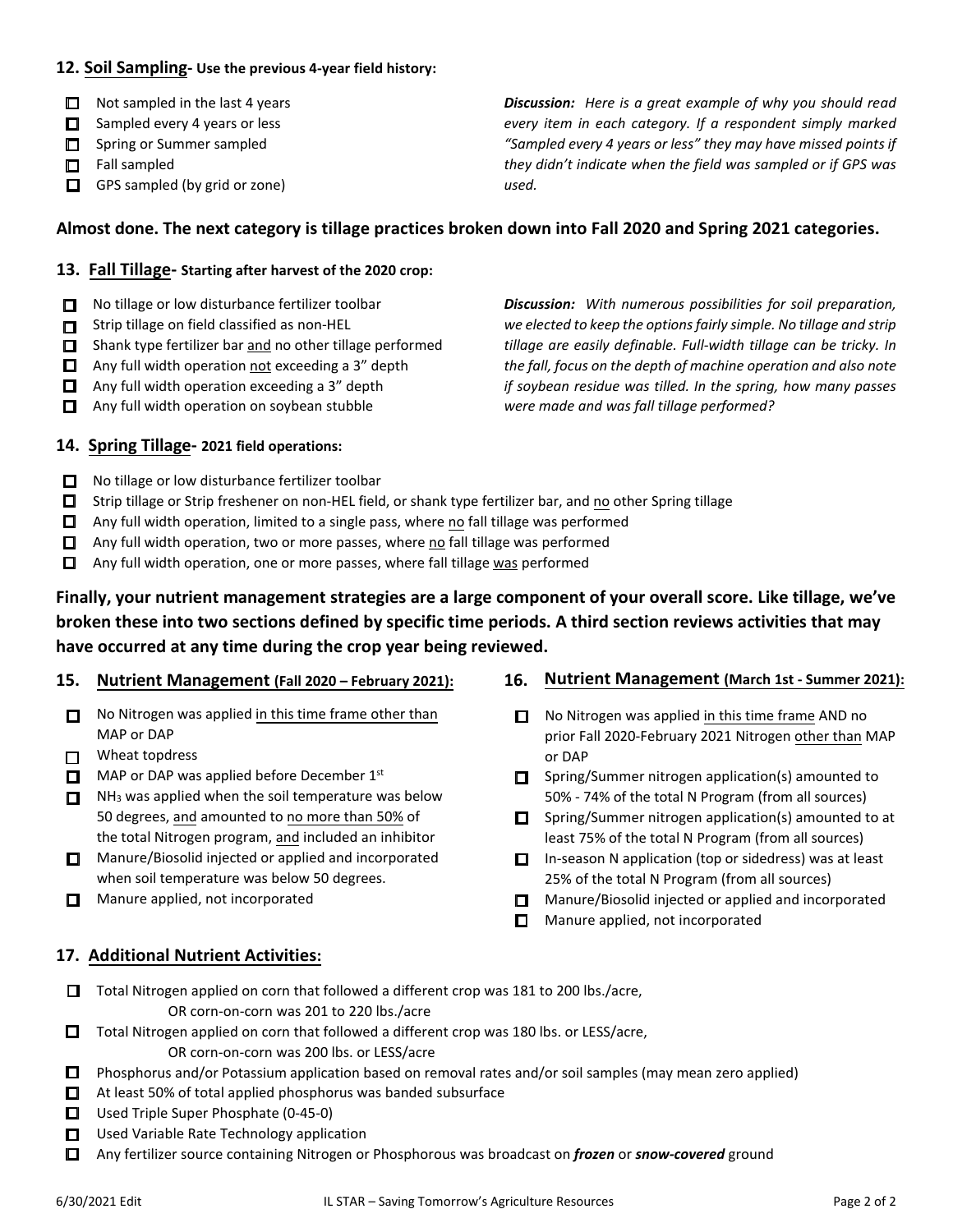## 12. Soil Sampling- Use the previous 4-year field history:

- ☐ Not sampled in the last 4 years
- ☐ Sampled every 4 years or less
- ☐ Spring or Summer sampled
- ☐ Fall sampled
- ☐ GPS sampled (by grid or zone)

***Discussion:*** *Here is a great example of why you should read every item in each category. If a respondent simply marked "Sampled every 4 years or less" they may have missed points if they didn't indicate when the field was sampled or if GPS was used.*

**Almost done. The next category is tillage practices broken down into Fall 2020 and Spring 2021 categories.**

## 13. Fall Tillage- Starting after harvest of the 2020 crop:

- ☐ No tillage or low disturbance fertilizer toolbar
- ☐ Strip tillage on field classified as non-HEL
- ☐ Shank type fertilizer bar and no other tillage performed
- ☐ Any full width operation not exceeding a 3" depth
- ☐ Any full width operation exceeding a 3" depth
- ☐ Any full width operation on soybean stubble

***Discussion:*** *With numerous possibilities for soil preparation, we elected to keep the options fairly simple. No tillage and strip tillage are easily definable. Full-width tillage can be tricky. In the fall, focus on the depth of machine operation and also note if soybean residue was tilled. In the spring, how many passes were made and was fall tillage performed?*

## 14. Spring Tillage- 2021 field operations:

- ☐ No tillage or low disturbance fertilizer toolbar
- ☐ Strip tillage or Strip freshener on non-HEL field, or shank type fertilizer bar, and no other Spring tillage
- ☐ Any full width operation, limited to a single pass, where no fall tillage was performed
- ☐ Any full width operation, two or more passes, where no fall tillage was performed
- ☐ Any full width operation, one or more passes, where fall tillage was performed

**Finally, your nutrient management strategies are a large component of your overall score. Like tillage, we've broken these into two sections defined by specific time periods. A third section reviews activities that may have occurred at any time during the crop year being reviewed.**

## 15. Nutrient Management (Fall 2020 – February 2021):

- ☐ No Nitrogen was applied in this time frame other than MAP or DAP
- ☐ Wheat topdress
- ☐ MAP or DAP was applied before December 1st
- ☐ $NH_3$ was applied when the soil temperature was below 50 degrees, and amounted to no more than 50% of the total Nitrogen program, and included an inhibitor
- ☐ Manure/Biosolid injected or applied and incorporated when soil temperature was below 50 degrees.
- ☐ Manure applied, not incorporated

## 16. Nutrient Management (March 1st - Summer 2021):

- ☐ No Nitrogen was applied in this time frame AND no prior Fall 2020-February 2021 Nitrogen other than MAP or DAP
- ☐ Spring/Summer nitrogen application(s) amounted to 50% - 74% of the total N Program (from all sources)
- ☐ Spring/Summer nitrogen application(s) amounted to at least 75% of the total N Program (from all sources)
- ☐ In-season N application (top or sidedress) was at least 25% of the total N Program (from all sources)
- ☐ Manure/Biosolid injected or applied and incorporated
- ☐ Manure applied, not incorporated

## 17. Additional Nutrient Activities:

- ☐ Total Nitrogen applied on corn that followed a different crop was 181 to 200 lbs./acre,
  OR corn-on-corn was 201 to 220 lbs./acre
- ☐ Total Nitrogen applied on corn that followed a different crop was 180 lbs. or LESS/acre,
  OR corn-on-corn was 200 lbs. or LESS/acre
- ☐ Phosphorus and/or Potassium application based on removal rates and/or soil samples (may mean zero applied)
- ☐ At least 50% of total applied phosphorus was banded subsurface
- ☐ Used Triple Super Phosphate (0-45-0)
- ☐ Used Variable Rate Technology application
- ☐ Any fertilizer source containing Nitrogen or Phosphorous was broadcast on ***frozen*** or ***snow-covered*** ground